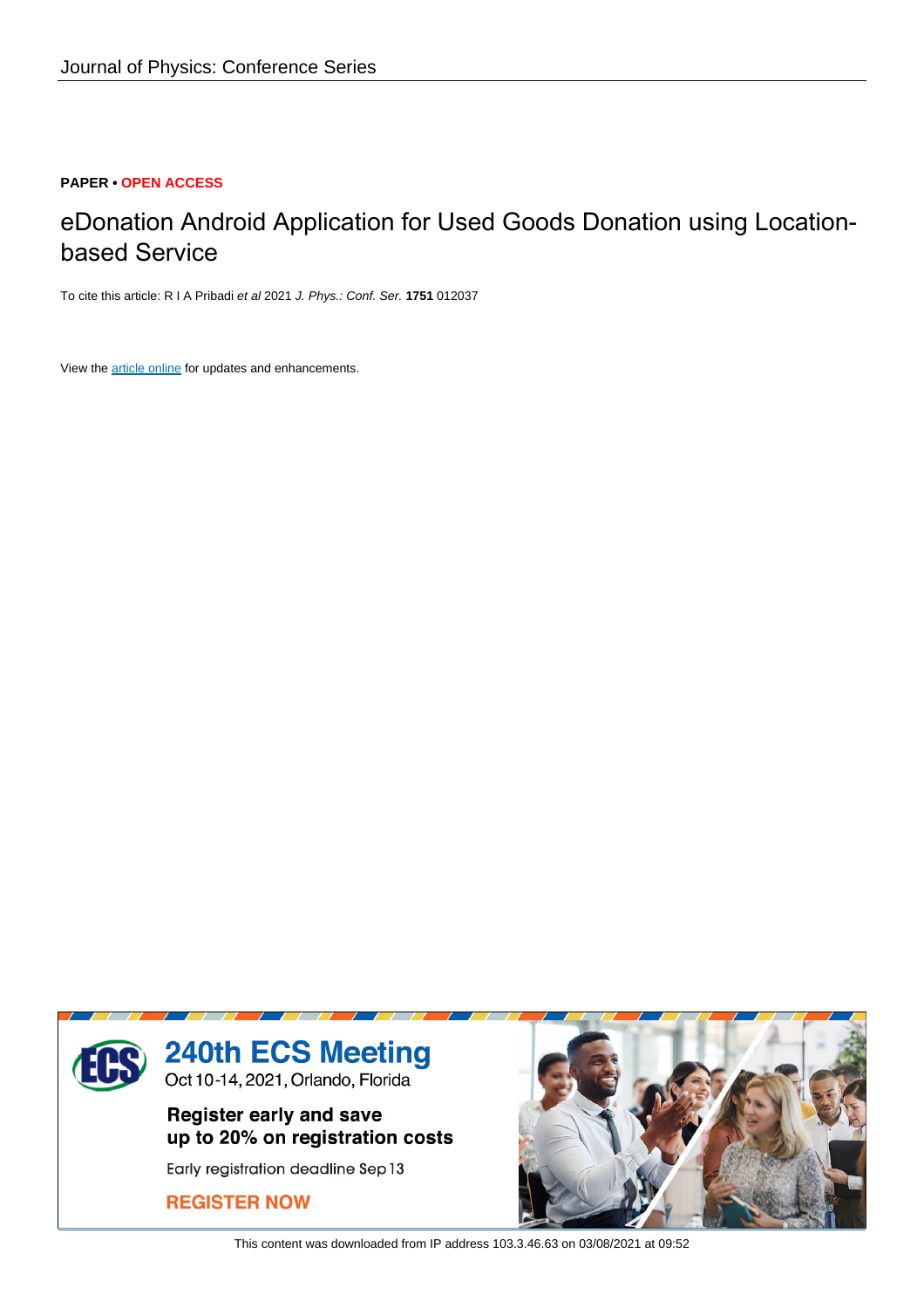Journal of Physics: Conference Series

**PAPER • OPEN ACCESS**

# eDonation Android Application for Used Goods Donation using Location-based Service

To cite this article: R I A Pribadi *et al* 2021 *J. Phys.: Conf. Ser.* **1751** 012037

View the article online for updates and enhancements.

**240th ECS Meeting**
Oct 10-14, 2021, Orlando, Florida

**Register early and save up to 20% on registration costs**

Early registration deadline Sep 13

**REGISTER NOW**

This content was downloaded from IP address 103.3.46.63 on 03/08/2021 at 09:52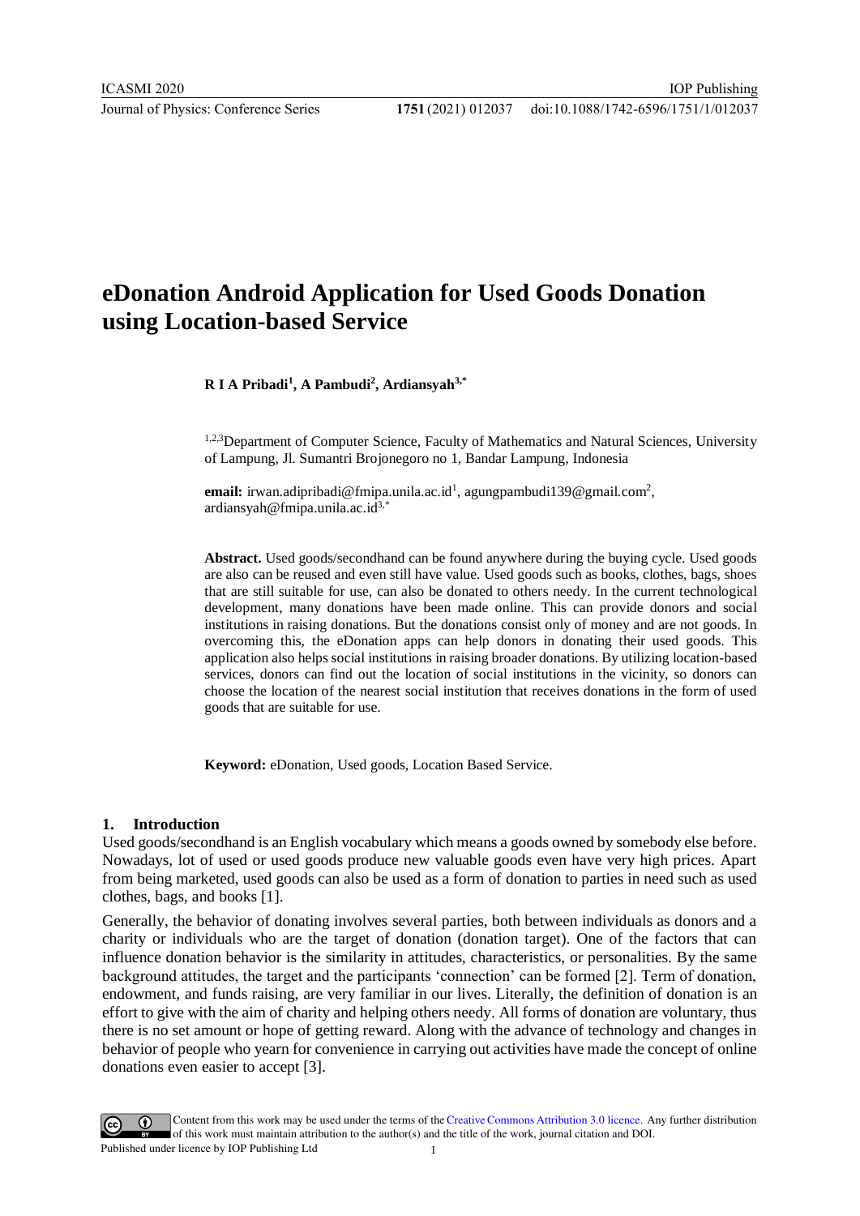# eDonation Android Application for Used Goods Donation using Location-based Service

**R I A Pribadi[1], A Pambudi[2], Ardiansyah[3,*]**

[1,2,3]Department of Computer Science, Faculty of Mathematics and Natural Sciences, University of Lampung, Jl. Sumantri Brojonegoro no 1, Bandar Lampung, Indonesia

**email:** irwan.adipribadi@fmipa.unila.ac.id[1], agungpambudi139@gmail.com[2], ardiansyah@fmipa.unila.ac.id[3,*]

**Abstract.** Used goods/secondhand can be found anywhere during the buying cycle. Used goods are also can be reused and even still have value. Used goods such as books, clothes, bags, shoes that are still suitable for use, can also be donated to others needy. In the current technological development, many donations have been made online. This can provide donors and social institutions in raising donations. But the donations consist only of money and are not goods. In overcoming this, the eDonation apps can help donors in donating their used goods. This application also helps social institutions in raising broader donations. By utilizing location-based services, donors can find out the location of social institutions in the vicinity, so donors can choose the location of the nearest social institution that receives donations in the form of used goods that are suitable for use.

**Keyword:** eDonation, Used goods, Location Based Service.

## 1. Introduction

Used goods/secondhand is an English vocabulary which means a goods owned by somebody else before. Nowadays, lot of used or used goods produce new valuable goods even have very high prices. Apart from being marketed, used goods can also be used as a form of donation to parties in need such as used clothes, bags, and books [1].

Generally, the behavior of donating involves several parties, both between individuals as donors and a charity or individuals who are the target of donation (donation target). One of the factors that can influence donation behavior is the similarity in attitudes, characteristics, or personalities. By the same background attitudes, the target and the participants 'connection' can be formed [2]. Term of donation, endowment, and funds raising, are very familiar in our lives. Literally, the definition of donation is an effort to give with the aim of charity and helping others needy. All forms of donation are voluntary, thus there is no set amount or hope of getting reward. Along with the advance of technology and changes in behavior of people who yearn for convenience in carrying out activities have made the concept of online donations even easier to accept [3].

Content from this work may be used under the terms of the Creative Commons Attribution 3.0 licence. Any further distribution of this work must maintain attribution to the author(s) and the title of the work, journal citation and DOI.
Published under licence by IOP Publishing Ltd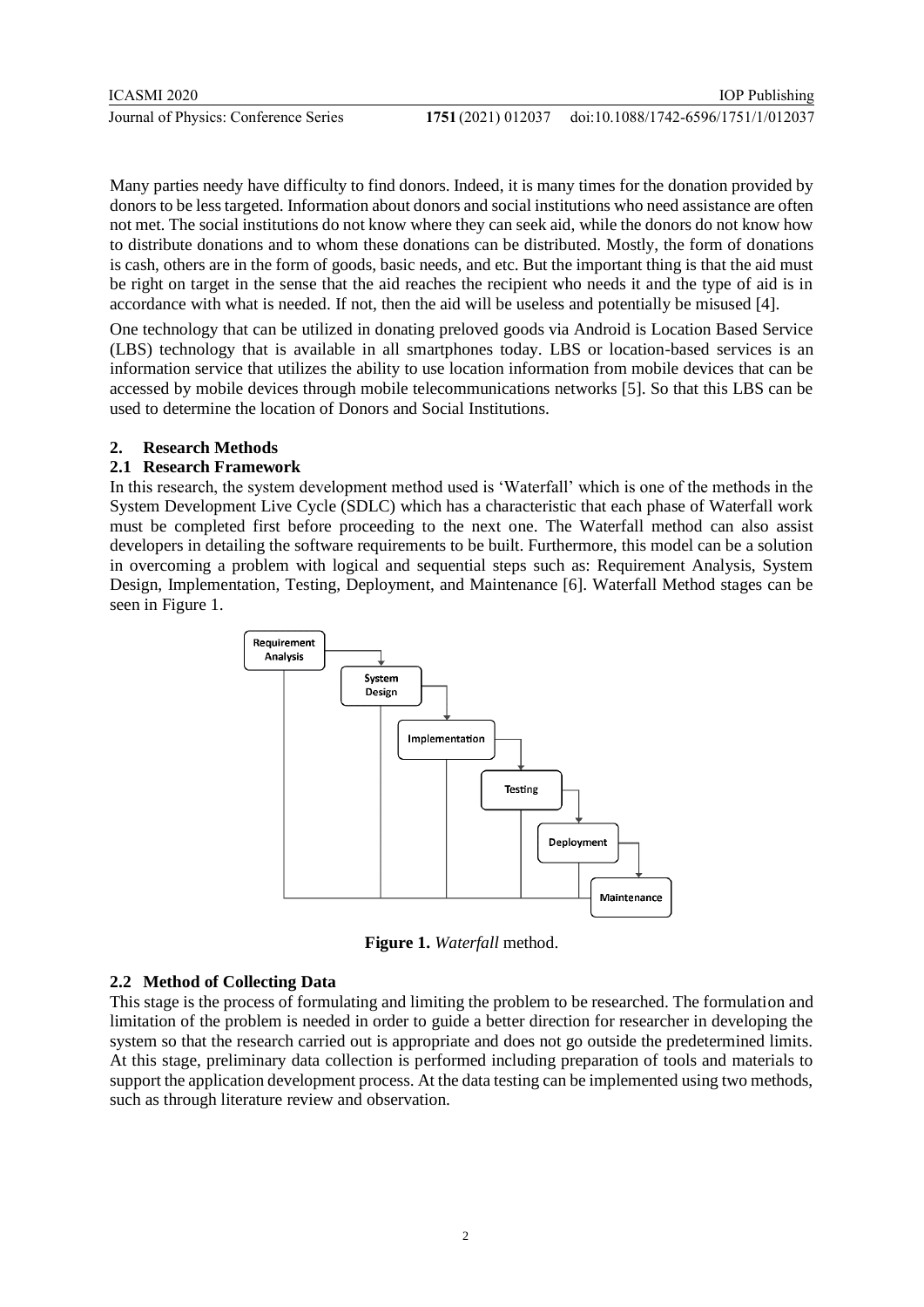Many parties needy have difficulty to find donors. Indeed, it is many times for the donation provided by donors to be less targeted. Information about donors and social institutions who need assistance are often not met. The social institutions do not know where they can seek aid, while the donors do not know how to distribute donations and to whom these donations can be distributed. Mostly, the form of donations is cash, others are in the form of goods, basic needs, and etc. But the important thing is that the aid must be right on target in the sense that the aid reaches the recipient who needs it and the type of aid is in accordance with what is needed. If not, then the aid will be useless and potentially be misused [4].

One technology that can be utilized in donating preloved goods via Android is Location Based Service (LBS) technology that is available in all smartphones today. LBS or location-based services is an information service that utilizes the ability to use location information from mobile devices that can be accessed by mobile devices through mobile telecommunications networks [5]. So that this LBS can be used to determine the location of Donors and Social Institutions.

## 2. Research Methods

### 2.1 Research Framework

In this research, the system development method used is 'Waterfall' which is one of the methods in the System Development Live Cycle (SDLC) which has a characteristic that each phase of Waterfall work must be completed first before proceeding to the next one. The Waterfall method can also assist developers in detailing the software requirements to be built. Furthermore, this model can be a solution in overcoming a problem with logical and sequential steps such as: Requirement Analysis, System Design, Implementation, Testing, Deployment, and Maintenance [6]. Waterfall Method stages can be seen in Figure 1.

Requirement Analysis → System Design → Implementation → Testing → Deployment → Maintenance

**Figure 1.** *Waterfall* method.

### 2.2 Method of Collecting Data

This stage is the process of formulating and limiting the problem to be researched. The formulation and limitation of the problem is needed in order to guide a better direction for researcher in developing the system so that the research carried out is appropriate and does not go outside the predetermined limits. At this stage, preliminary data collection is performed including preparation of tools and materials to support the application development process. At the data testing can be implemented using two methods, such as through literature review and observation.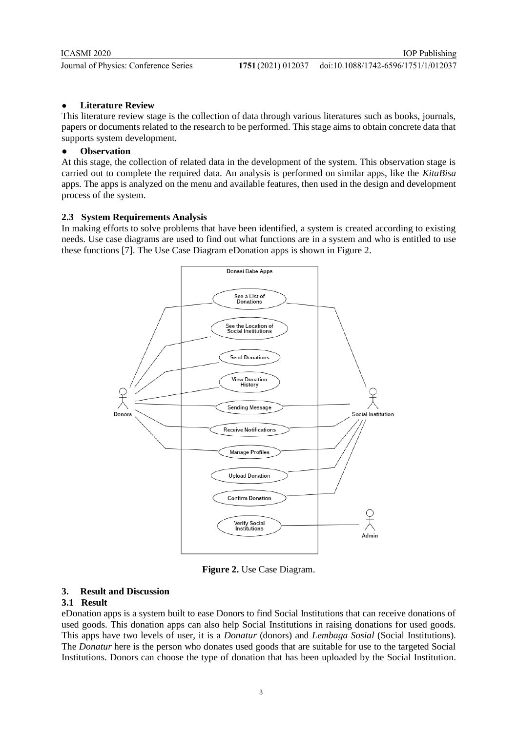- **Literature Review**

This literature review stage is the collection of data through various literatures such as books, journals, papers or documents related to the research to be performed. This stage aims to obtain concrete data that supports system development.

- **Observation**

At this stage, the collection of related data in the development of the system. This observation stage is carried out to complete the required data. An analysis is performed on similar apps, like the *KitaBisa* apps. The apps is analyzed on the menu and available features, then used in the design and development process of the system.

### 2.3 System Requirements Analysis

In making efforts to solve problems that have been identified, a system is created according to existing needs. Use case diagrams are used to find out what functions are in a system and who is entitled to use these functions [7]. The Use Case Diagram eDonation apps is shown in Figure 2.

**Figure 2.** Use Case Diagram.

## 3. Result and Discussion

### 3.1 Result

eDonation apps is a system built to ease Donors to find Social Institutions that can receive donations of used goods. This donation apps can also help Social Institutions in raising donations for used goods. This apps have two levels of user, it is a *Donatur* (donors) and *Lembaga Sosial* (Social Institutions). The *Donatur* here is the person who donates used goods that are suitable for use to the targeted Social Institutions. Donors can choose the type of donation that has been uploaded by the Social Institution.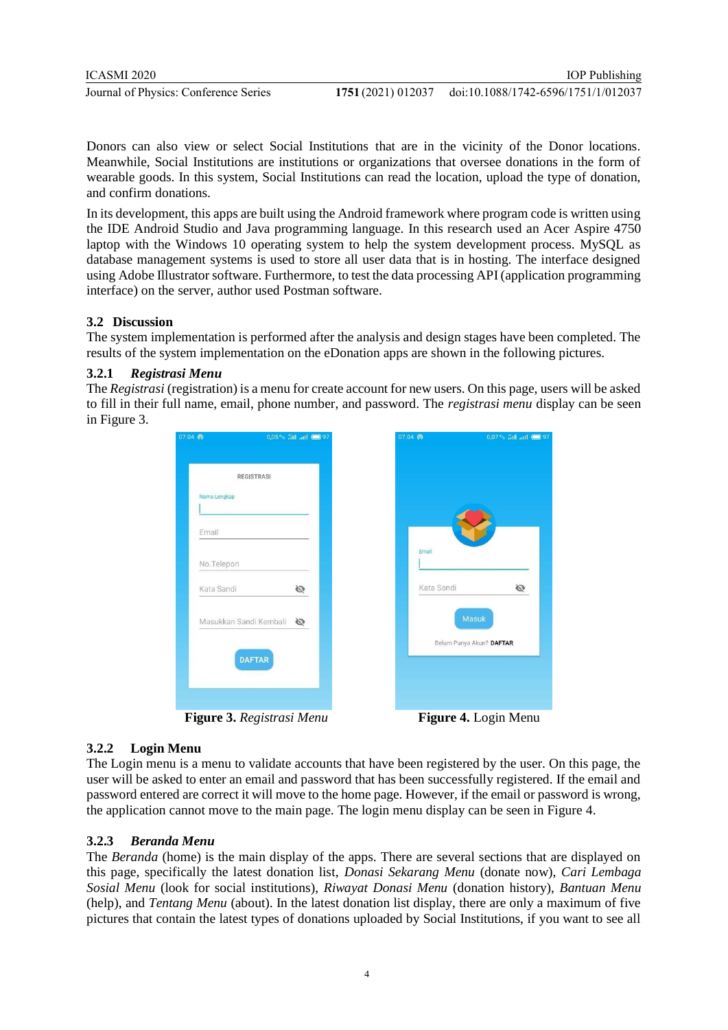Donors can also view or select Social Institutions that are in the vicinity of the Donor locations. Meanwhile, Social Institutions are institutions or organizations that oversee donations in the form of wearable goods. In this system, Social Institutions can read the location, upload the type of donation, and confirm donations.

In its development, this apps are built using the Android framework where program code is written using the IDE Android Studio and Java programming language. In this research used an Acer Aspire 4750 laptop with the Windows 10 operating system to help the system development process. MySQL as database management systems is used to store all user data that is in hosting. The interface designed using Adobe Illustrator software. Furthermore, to test the data processing API (application programming interface) on the server, author used Postman software.

### 3.2 Discussion

The system implementation is performed after the analysis and design stages have been completed. The results of the system implementation on the eDonation apps are shown in the following pictures.

#### 3.2.1 *Registrasi Menu*

The *Registrasi* (registration) is a menu for create account for new users. On this page, users will be asked to fill in their full name, email, phone number, and password. The *registrasi menu* display can be seen in Figure 3.

**Figure 3.** *Registrasi Menu*

**Figure 4.** Login Menu

#### 3.2.2 Login Menu

The Login menu is a menu to validate accounts that have been registered by the user. On this page, the user will be asked to enter an email and password that has been successfully registered. If the email and password entered are correct it will move to the home page. However, if the email or password is wrong, the application cannot move to the main page. The login menu display can be seen in Figure 4.

#### 3.2.3 *Beranda Menu*

The *Beranda* (home) is the main display of the apps. There are several sections that are displayed on this page, specifically the latest donation list, *Donasi Sekarang Menu* (donate now), *Cari Lembaga Sosial Menu* (look for social institutions), *Riwayat Donasi Menu* (donation history), *Bantuan Menu* (help), and *Tentang Menu* (about). In the latest donation list display, there are only a maximum of five pictures that contain the latest types of donations uploaded by Social Institutions, if you want to see all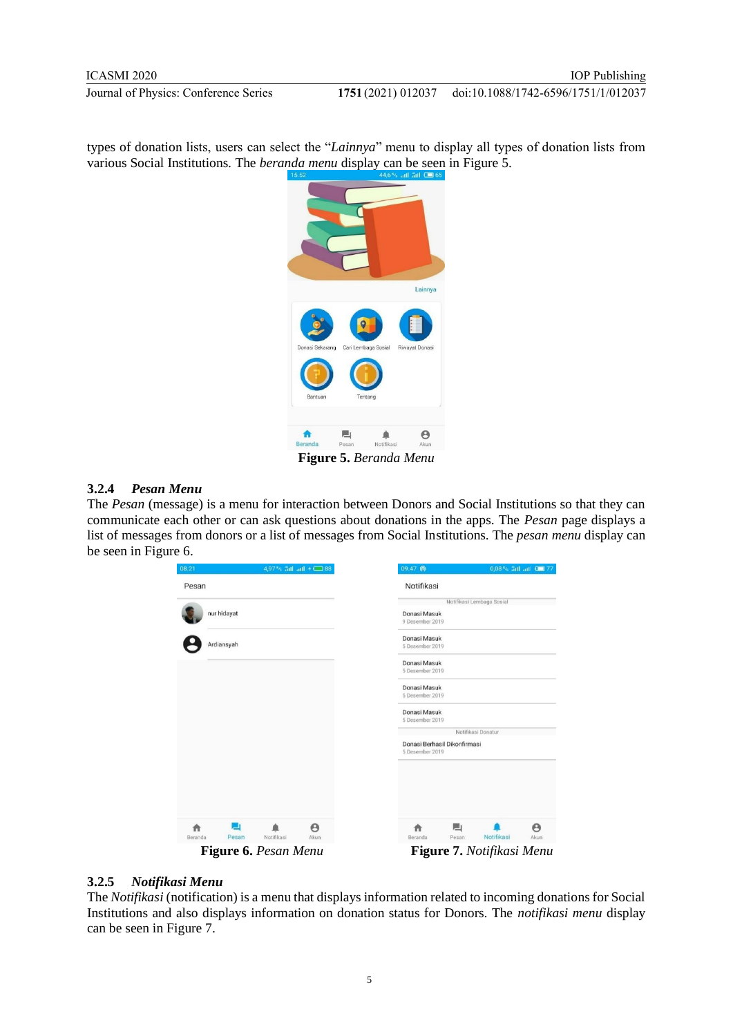types of donation lists, users can select the "*Lainnya*" menu to display all types of donation lists from various Social Institutions. The *beranda menu* display can be seen in Figure 5.

**Figure 5.** *Beranda Menu*

### 3.2.4 *Pesan Menu*

The *Pesan* (message) is a menu for interaction between Donors and Social Institutions so that they can communicate each other or can ask questions about donations in the apps. The *Pesan* page displays a list of messages from donors or a list of messages from Social Institutions. The *pesan menu* display can be seen in Figure 6.

**Figure 6.** *Pesan Menu*

**Figure 7.** *Notifikasi Menu*

### 3.2.5 *Notifikasi Menu*

The *Notifikasi* (notification) is a menu that displays information related to incoming donations for Social Institutions and also displays information on donation status for Donors. The *notifikasi menu* display can be seen in Figure 7.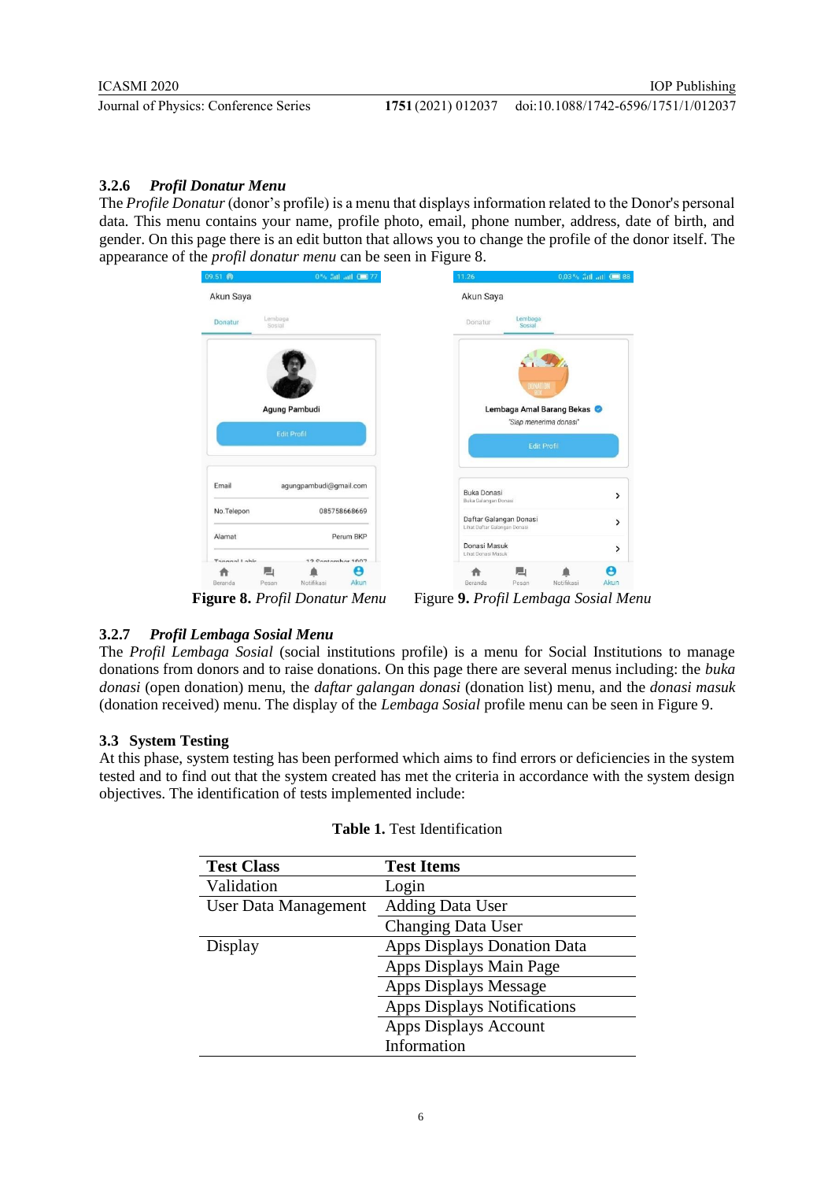### 3.2.6 *Profil Donatur Menu*

The *Profile Donatur* (donor's profile) is a menu that displays information related to the Donor's personal data. This menu contains your name, profile photo, email, phone number, address, date of birth, and gender. On this page there is an edit button that allows you to change the profile of the donor itself. The appearance of the *profil donatur menu* can be seen in Figure 8.

**Figure 8.** *Profil Donatur Menu*

Figure **9.** *Profil Lembaga Sosial Menu*

### 3.2.7 *Profil Lembaga Sosial Menu*

The *Profil Lembaga Sosial* (social institutions profile) is a menu for Social Institutions to manage donations from donors and to raise donations. On this page there are several menus including: the *buka donasi* (open donation) menu, the *daftar galangan donasi* (donation list) menu, and the *donasi masuk* (donation received) menu. The display of the *Lembaga Sosial* profile menu can be seen in Figure 9.

## 3.3 System Testing

At this phase, system testing has been performed which aims to find errors or deficiencies in the system tested and to find out that the system created has met the criteria in accordance with the system design objectives. The identification of tests implemented include:

**Table 1.** Test Identification

| Test Class | Test Items |
|---|---|
| Validation | Login |
| User Data Management | Adding Data User |
| | Changing Data User |
| Display | Apps Displays Donation Data |
| | Apps Displays Main Page |
| | Apps Displays Message |
| | Apps Displays Notifications |
| | Apps Displays Account Information |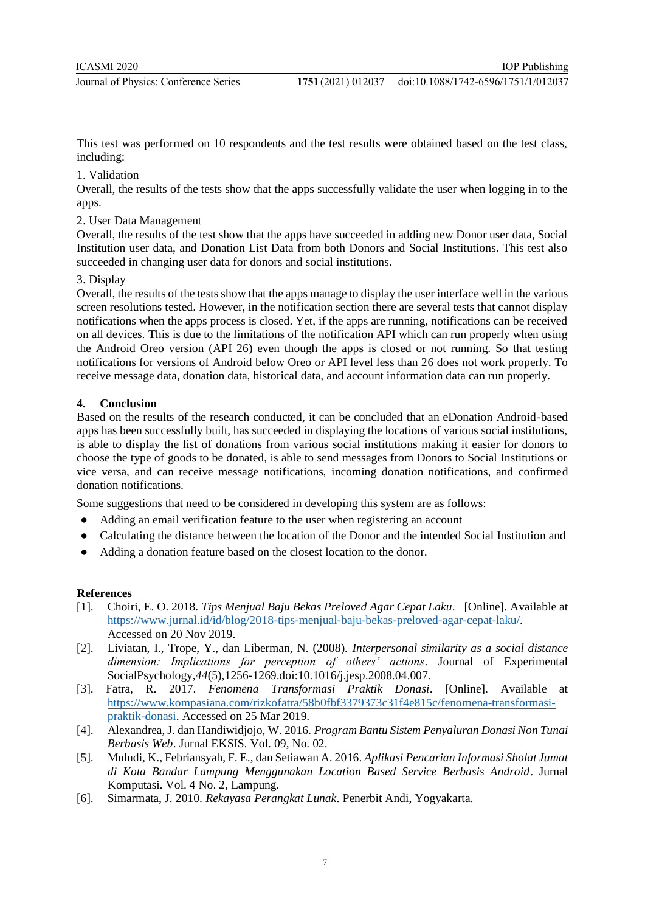This test was performed on 10 respondents and the test results were obtained based on the test class, including:

1. Validation

Overall, the results of the tests show that the apps successfully validate the user when logging in to the apps.

2. User Data Management

Overall, the results of the test show that the apps have succeeded in adding new Donor user data, Social Institution user data, and Donation List Data from both Donors and Social Institutions. This test also succeeded in changing user data for donors and social institutions.

3. Display

Overall, the results of the tests show that the apps manage to display the user interface well in the various screen resolutions tested. However, in the notification section there are several tests that cannot display notifications when the apps process is closed. Yet, if the apps are running, notifications can be received on all devices. This is due to the limitations of the notification API which can run properly when using the Android Oreo version (API 26) even though the apps is closed or not running. So that testing notifications for versions of Android below Oreo or API level less than 26 does not work properly. To receive message data, donation data, historical data, and account information data can run properly.

## 4. Conclusion

Based on the results of the research conducted, it can be concluded that an eDonation Android-based apps has been successfully built, has succeeded in displaying the locations of various social institutions, is able to display the list of donations from various social institutions making it easier for donors to choose the type of goods to be donated, is able to send messages from Donors to Social Institutions or vice versa, and can receive message notifications, incoming donation notifications, and confirmed donation notifications.

Some suggestions that need to be considered in developing this system are as follows:

- Adding an email verification feature to the user when registering an account
- Calculating the distance between the location of the Donor and the intended Social Institution and
- Adding a donation feature based on the closest location to the donor.

## References

[1]. Choiri, E. O. 2018. *Tips Menjual Baju Bekas Preloved Agar Cepat Laku*. [Online]. Available at https://www.jurnal.id/id/blog/2018-tips-menjual-baju-bekas-preloved-agar-cepat-laku/. Accessed on 20 Nov 2019.

[2]. Liviatan, I., Trope, Y., dan Liberman, N. (2008). *Interpersonal similarity as a social distance dimension: Implications for perception of others' actions*. Journal of Experimental SocialPsychology,*44*(5),1256-1269.doi:10.1016/j.jesp.2008.04.007.

[3]. Fatra, R. 2017. *Fenomena Transformasi Praktik Donasi*. [Online]. Available at https://www.kompasiana.com/rizkofatra/58b0fbf3379373c31f4e815c/fenomena-transformasi-praktik-donasi. Accessed on 25 Mar 2019.

[4]. Alexandrea, J. dan Handiwidjojo, W. 2016. *Program Bantu Sistem Penyaluran Donasi Non Tunai Berbasis Web*. Jurnal EKSIS. Vol. 09, No. 02.

[5]. Muludi, K., Febriansyah, F. E., dan Setiawan A. 2016. *Aplikasi Pencarian Informasi Sholat Jumat di Kota Bandar Lampung Menggunakan Location Based Service Berbasis Android*. Jurnal Komputasi. Vol. 4 No. 2, Lampung.

[6]. Simarmata, J. 2010. *Rekayasa Perangkat Lunak*. Penerbit Andi, Yogyakarta.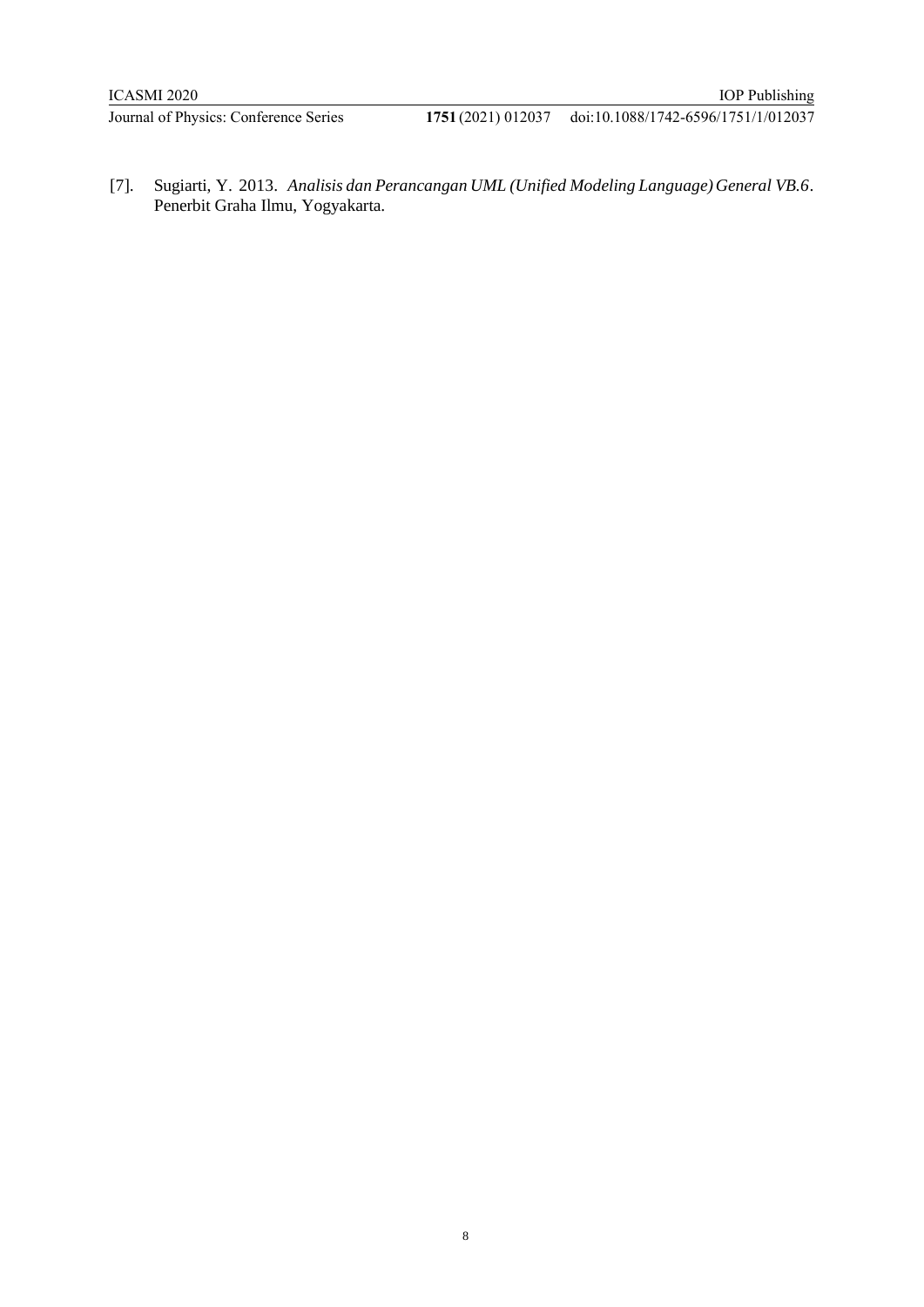[7]. Sugiarti, Y. 2013. *Analisis dan Perancangan UML (Unified Modeling Language) General VB.6*. Penerbit Graha Ilmu, Yogyakarta.